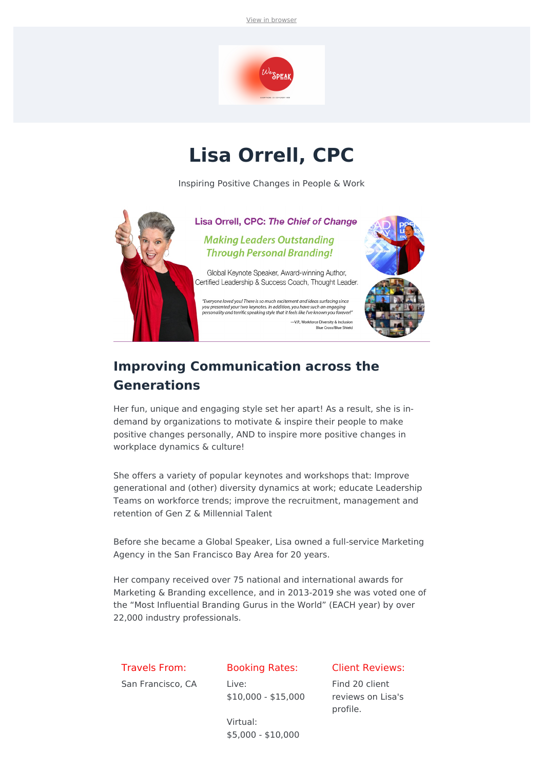View in browser

# Lisa Orrell, CPC

Inspiring Positive Changes in People & Work

Lisa Orrell, CPC: *The Chief of Change*

*Making Leaders Outstanding Through Personal Branding!*

Global Keynote Speaker, Award-winning Author, Certified Leadership & Success Coach, Thought Leader.

*"Everyone loved you! There is so much excitement and ideas surfacing since you presented your two keynotes. In addition, you have such an engaging personality and terrific speaking style that it feels like I've known you forever!"*

—V.P., Workforce Diversity & Inclusion
Blue Cross/Blue Shield

## Improving Communication across the Generations

Her fun, unique and engaging style set her apart! As a result, she is in-demand by organizations to motivate & inspire their people to make positive changes personally, AND to inspire more positive changes in workplace dynamics & culture!

She offers a variety of popular keynotes and workshops that: Improve generational and (other) diversity dynamics at work; educate Leadership Teams on workforce trends; improve the recruitment, management and retention of Gen Z & Millennial Talent

Before she became a Global Speaker, Lisa owned a full-service Marketing Agency in the San Francisco Bay Area for 20 years.

Her company received over 75 national and international awards for Marketing & Branding excellence, and in 2013-2019 she was voted one of the "Most Influential Branding Gurus in the World" (EACH year) by over 22,000 industry professionals.

**Travels From:**

San Francisco, CA

**Booking Rates:**

Live:
$10,000 - $15,000

Virtual:
$5,000 - $10,000

**Client Reviews:**

Find 20 client reviews on Lisa's profile.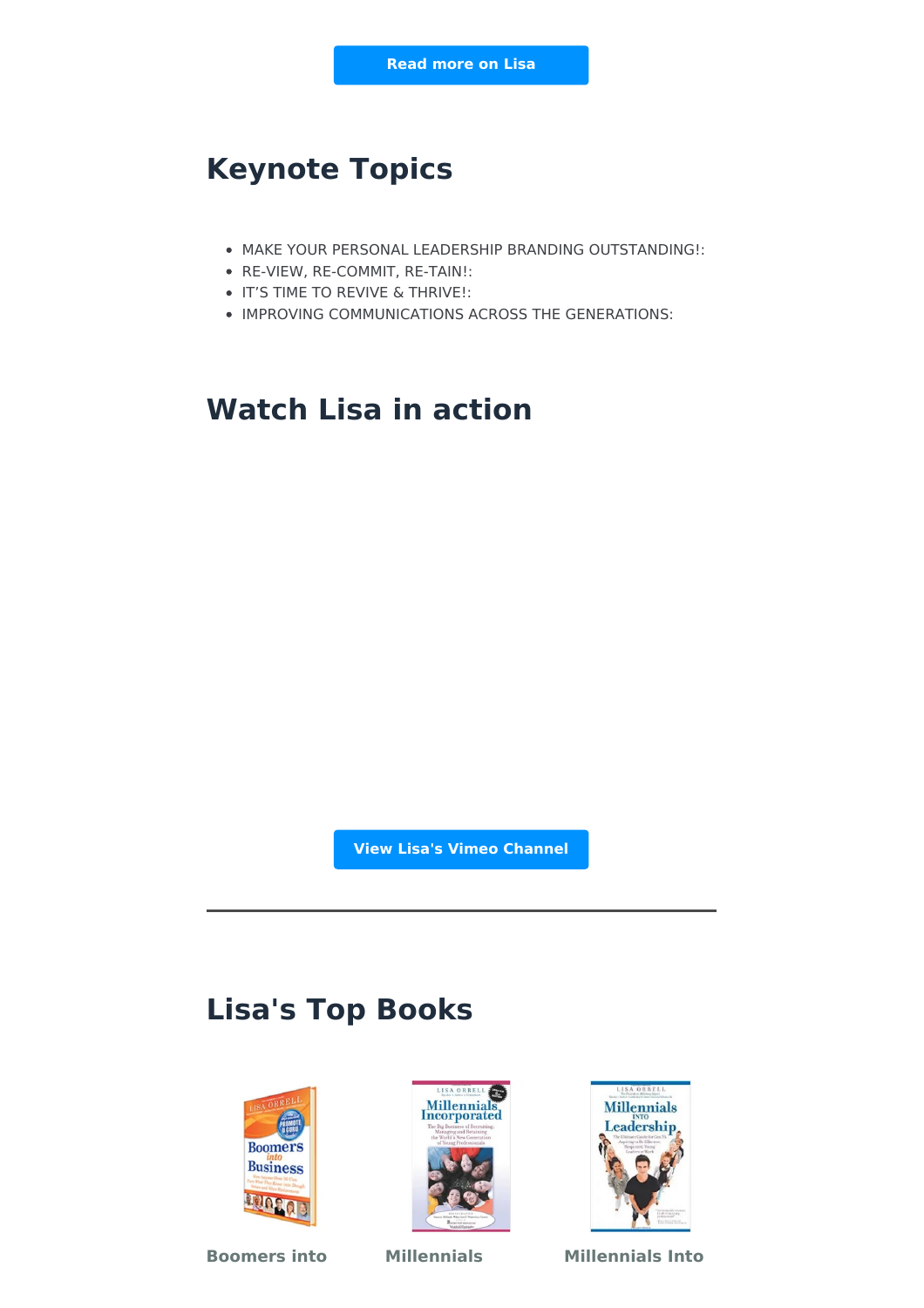Read more on Lisa

## Keynote Topics

- MAKE YOUR PERSONAL LEADERSHIP BRANDING OUTSTANDING!:
- RE-VIEW, RE-COMMIT, RE-TAIN!:
- IT'S TIME TO REVIVE & THRIVE!:
- IMPROVING COMMUNICATIONS ACROSS THE GENERATIONS:

## Watch Lisa in action

View Lisa's Vimeo Channel

---

## Lisa's Top Books

**Boomers into** **Millennials** **Millennials Into**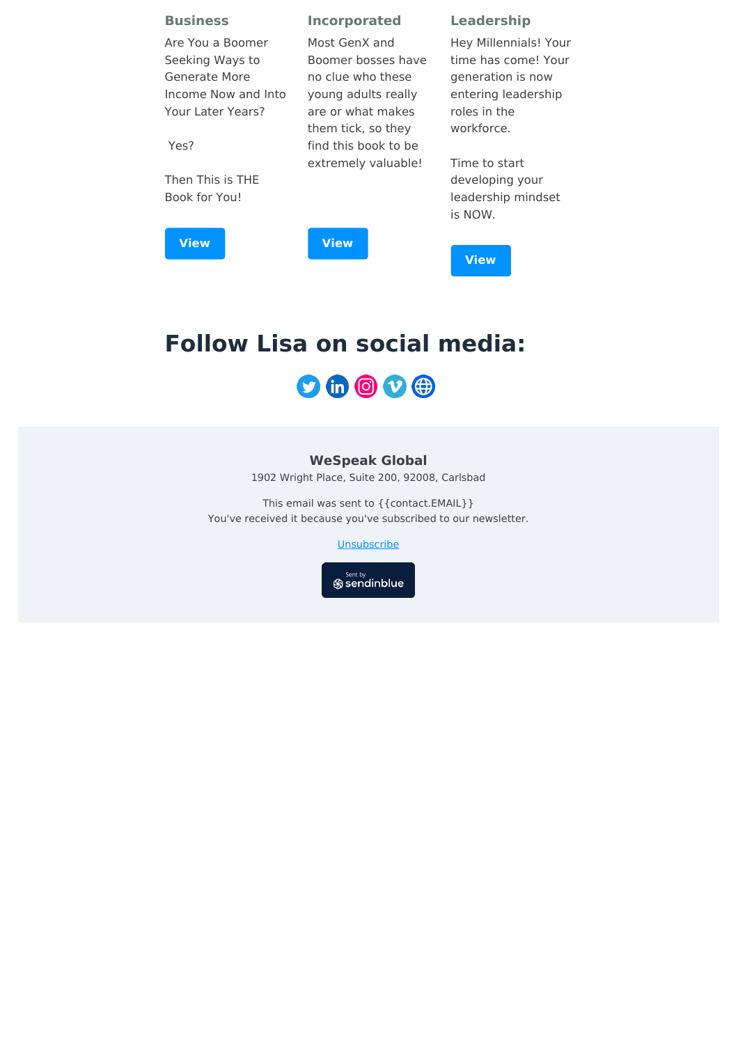### Business

Are You a Boomer Seeking Ways to Generate More Income Now and Into Your Later Years?

Yes?

Then This is THE Book for You!

View

### Incorporated

Most GenX and Boomer bosses have no clue who these young adults really are or what makes them tick, so they find this book to be extremely valuable!

View

### Leadership

Hey Millennials! Your time has come! Your generation is now entering leadership roles in the workforce.

Time to start developing your leadership mindset is NOW.

View

# Follow Lisa on social media:

**WeSpeak Global**

1902 Wright Place, Suite 200, 92008, Carlsbad

This email was sent to {{contact.EMAIL}}
You've received it because you've subscribed to our newsletter.

Unsubscribe

Sent by sendinblue